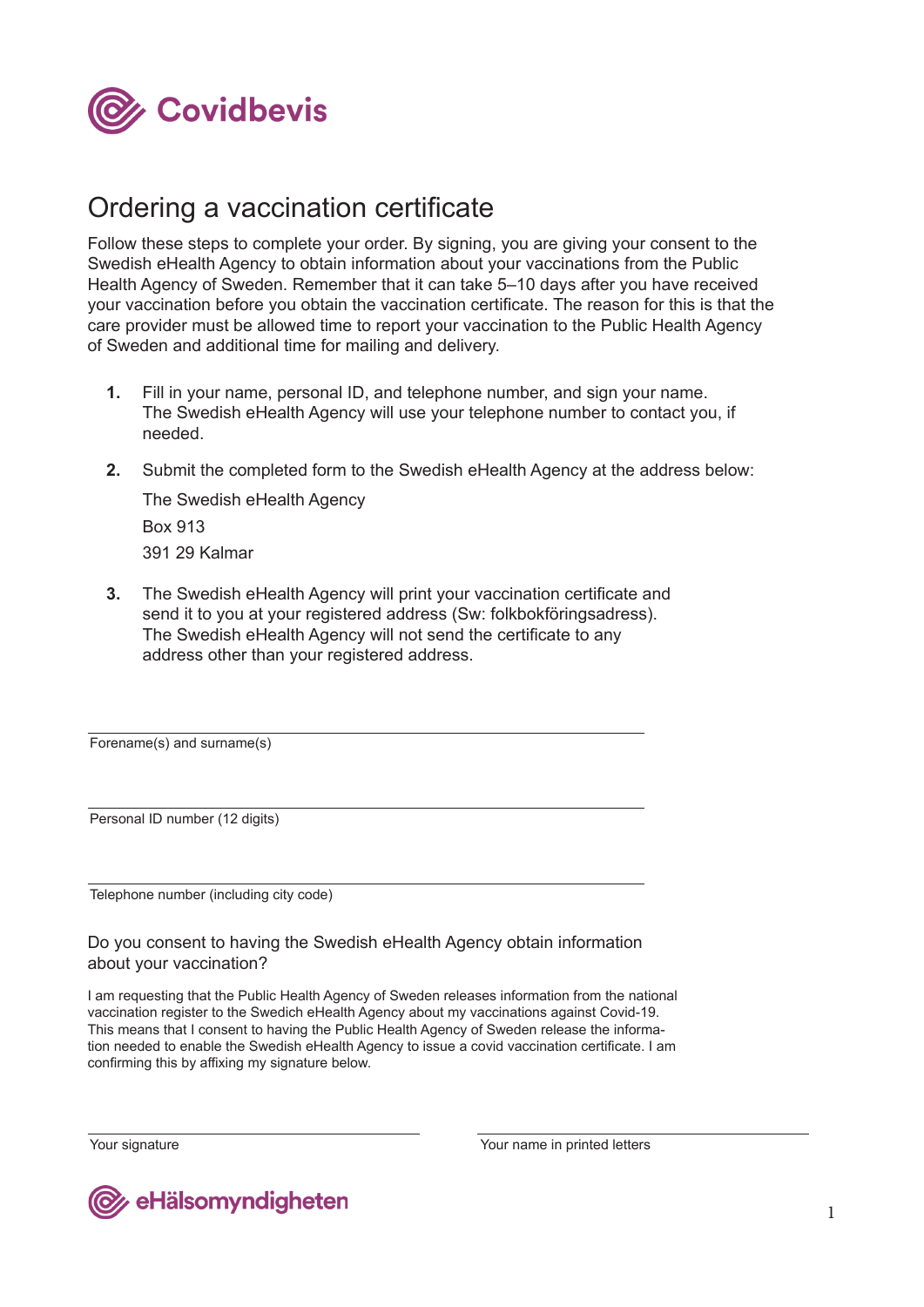Covidbevis

# Ordering a vaccination certificate

Follow these steps to complete your order. By signing, you are giving your consent to the Swedish eHealth Agency to obtain information about your vaccinations from the Public Health Agency of Sweden. Remember that it can take 5–10 days after you have received your vaccination before you obtain the vaccination certificate. The reason for this is that the care provider must be allowed time to report your vaccination to the Public Health Agency of Sweden and additional time for mailing and delivery.

1. Fill in your name, personal ID, and telephone number, and sign your name. The Swedish eHealth Agency will use your telephone number to contact you, if needed.
2. Submit the completed form to the Swedish eHealth Agency at the address below:

   The Swedish eHealth Agency

   Box 913

   391 29 Kalmar
3. The Swedish eHealth Agency will print your vaccination certificate and send it to you at your registered address (Sw: folkbokföringsadress). The Swedish eHealth Agency will not send the certificate to any address other than your registered address.

Forename(s) and surname(s)

Personal ID number (12 digits)

Telephone number (including city code)

## Do you consent to having the Swedish eHealth Agency obtain information about your vaccination?

I am requesting that the Public Health Agency of Sweden releases information from the national vaccination register to the Swedich eHealth Agency about my vaccinations against Covid-19. This means that I consent to having the Public Health Agency of Sweden release the information needed to enable the Swedish eHealth Agency to issue a covid vaccination certificate. I am confirming this by affixing my signature below.

Your signature

Your name in printed letters

eHälsomyndigheten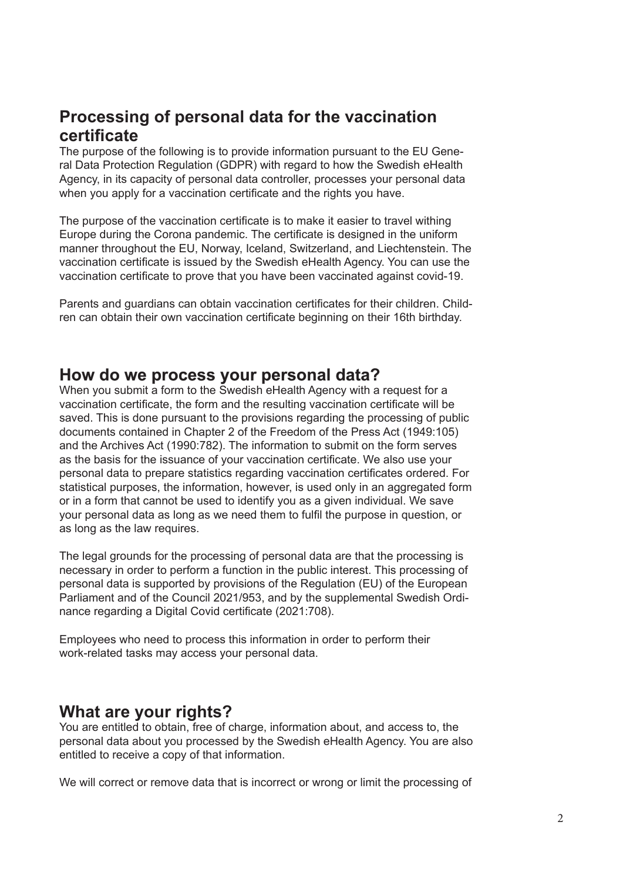## Processing of personal data for the vaccination certificate

The purpose of the following is to provide information pursuant to the EU General Data Protection Regulation (GDPR) with regard to how the Swedish eHealth Agency, in its capacity of personal data controller, processes your personal data when you apply for a vaccination certificate and the rights you have.

The purpose of the vaccination certificate is to make it easier to travel withing Europe during the Corona pandemic. The certificate is designed in the uniform manner throughout the EU, Norway, Iceland, Switzerland, and Liechtenstein. The vaccination certificate is issued by the Swedish eHealth Agency. You can use the vaccination certificate to prove that you have been vaccinated against covid-19.

Parents and guardians can obtain vaccination certificates for their children. Children can obtain their own vaccination certificate beginning on their 16th birthday.

## How do we process your personal data?

When you submit a form to the Swedish eHealth Agency with a request for a vaccination certificate, the form and the resulting vaccination certificate will be saved. This is done pursuant to the provisions regarding the processing of public documents contained in Chapter 2 of the Freedom of the Press Act (1949:105) and the Archives Act (1990:782). The information to submit on the form serves as the basis for the issuance of your vaccination certificate. We also use your personal data to prepare statistics regarding vaccination certificates ordered. For statistical purposes, the information, however, is used only in an aggregated form or in a form that cannot be used to identify you as a given individual. We save your personal data as long as we need them to fulfil the purpose in question, or as long as the law requires.

The legal grounds for the processing of personal data are that the processing is necessary in order to perform a function in the public interest. This processing of personal data is supported by provisions of the Regulation (EU) of the European Parliament and of the Council 2021/953, and by the supplemental Swedish Ordinance regarding a Digital Covid certificate (2021:708).

Employees who need to process this information in order to perform their work-related tasks may access your personal data.

## What are your rights?

You are entitled to obtain, free of charge, information about, and access to, the personal data about you processed by the Swedish eHealth Agency. You are also entitled to receive a copy of that information.

We will correct or remove data that is incorrect or wrong or limit the processing of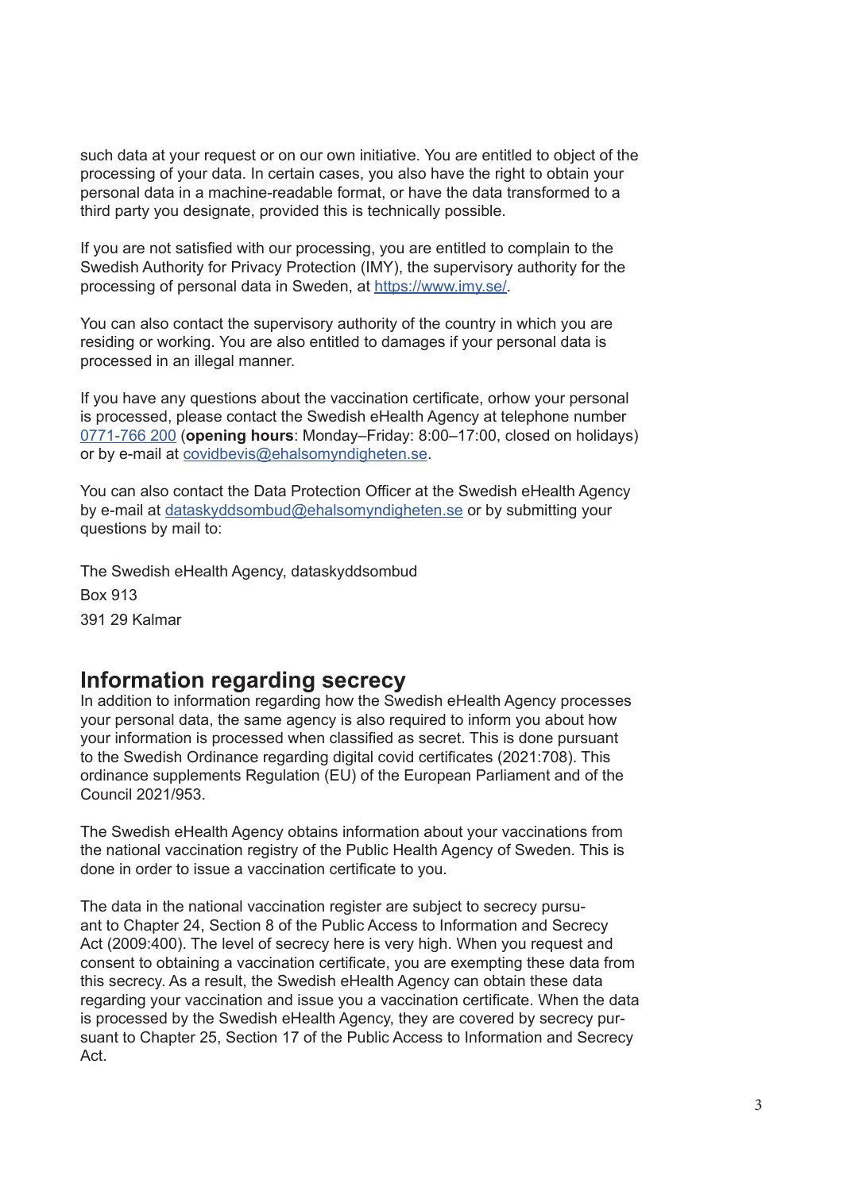such data at your request or on our own initiative. You are entitled to object of the processing of your data. In certain cases, you also have the right to obtain your personal data in a machine-readable format, or have the data transformed to a third party you designate, provided this is technically possible.

If you are not satisfied with our processing, you are entitled to complain to the Swedish Authority for Privacy Protection (IMY), the supervisory authority for the processing of personal data in Sweden, at https://www.imy.se/.

You can also contact the supervisory authority of the country in which you are residing or working. You are also entitled to damages if your personal data is processed in an illegal manner.

If you have any questions about the vaccination certificate, orhow your personal is processed, please contact the Swedish eHealth Agency at telephone number 0771-766 200 (**opening hours**: Monday–Friday: 8:00–17:00, closed on holidays) or by e-mail at covidbevis@ehalsomyndigheten.se.

You can also contact the Data Protection Officer at the Swedish eHealth Agency by e-mail at dataskyddsombud@ehalsomyndigheten.se or by submitting your questions by mail to:

The Swedish eHealth Agency, dataskyddsombud

Box 913

391 29 Kalmar

## Information regarding secrecy

In addition to information regarding how the Swedish eHealth Agency processes your personal data, the same agency is also required to inform you about how your information is processed when classified as secret. This is done pursuant to the Swedish Ordinance regarding digital covid certificates (2021:708). This ordinance supplements Regulation (EU) of the European Parliament and of the Council 2021/953.

The Swedish eHealth Agency obtains information about your vaccinations from the national vaccination registry of the Public Health Agency of Sweden. This is done in order to issue a vaccination certificate to you.

The data in the national vaccination register are subject to secrecy pursuant to Chapter 24, Section 8 of the Public Access to Information and Secrecy Act (2009:400). The level of secrecy here is very high. When you request and consent to obtaining a vaccination certificate, you are exempting these data from this secrecy. As a result, the Swedish eHealth Agency can obtain these data regarding your vaccination and issue you a vaccination certificate. When the data is processed by the Swedish eHealth Agency, they are covered by secrecy pursuant to Chapter 25, Section 17 of the Public Access to Information and Secrecy Act.